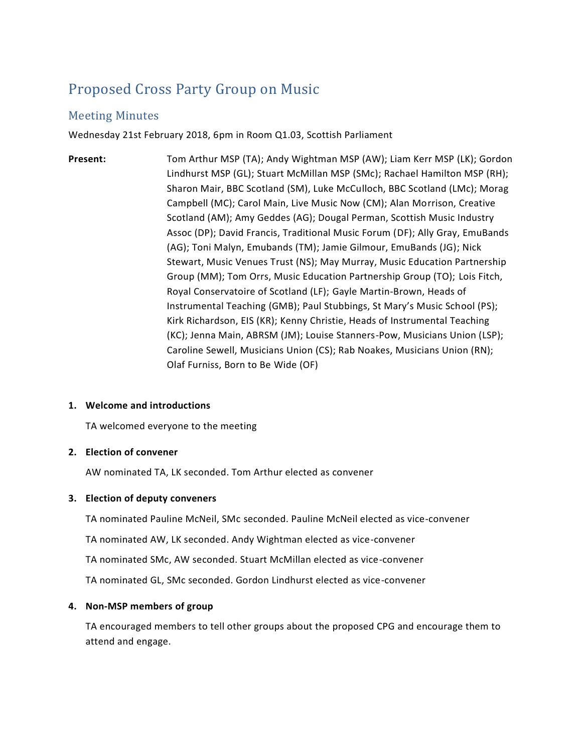# Proposed Cross Party Group on Music

## Meeting Minutes

Wednesday 21st February 2018, 6pm in Room Q1.03, Scottish Parliament

**Present:** Tom Arthur MSP (TA); Andy Wightman MSP (AW); Liam Kerr MSP (LK); Gordon Lindhurst MSP (GL); Stuart McMillan MSP (SMc); Rachael Hamilton MSP (RH); Sharon Mair, BBC Scotland (SM), Luke McCulloch, BBC Scotland (LMc); Morag Campbell (MC); Carol Main, Live Music Now (CM); Alan Morrison, Creative Scotland (AM); Amy Geddes (AG); Dougal Perman, Scottish Music Industry Assoc (DP); David Francis, Traditional Music Forum (DF); Ally Gray, EmuBands (AG); Toni Malyn, Emubands (TM); Jamie Gilmour, EmuBands (JG); Nick Stewart, Music Venues Trust (NS); May Murray, Music Education Partnership Group (MM); Tom Orrs, Music Education Partnership Group (TO); Lois Fitch, Royal Conservatoire of Scotland (LF); Gayle Martin-Brown, Heads of Instrumental Teaching (GMB); Paul Stubbings, St Mary's Music School (PS); Kirk Richardson, EIS (KR); Kenny Christie, Heads of Instrumental Teaching (KC); Jenna Main, ABRSM (JM); Louise Stanners-Pow, Musicians Union (LSP); Caroline Sewell, Musicians Union (CS); Rab Noakes, Musicians Union (RN); Olaf Furniss, Born to Be Wide (OF)

1. **Welcome and introductions**

   TA welcomed everyone to the meeting

2. **Election of convener**

   AW nominated TA, LK seconded. Tom Arthur elected as convener

3. **Election of deputy conveners**

   TA nominated Pauline McNeil, SMc seconded. Pauline McNeil elected as vice-convener

   TA nominated AW, LK seconded. Andy Wightman elected as vice-convener

   TA nominated SMc, AW seconded. Stuart McMillan elected as vice-convener

   TA nominated GL, SMc seconded. Gordon Lindhurst elected as vice-convener

4. **Non-MSP members of group**

   TA encouraged members to tell other groups about the proposed CPG and encourage them to attend and engage.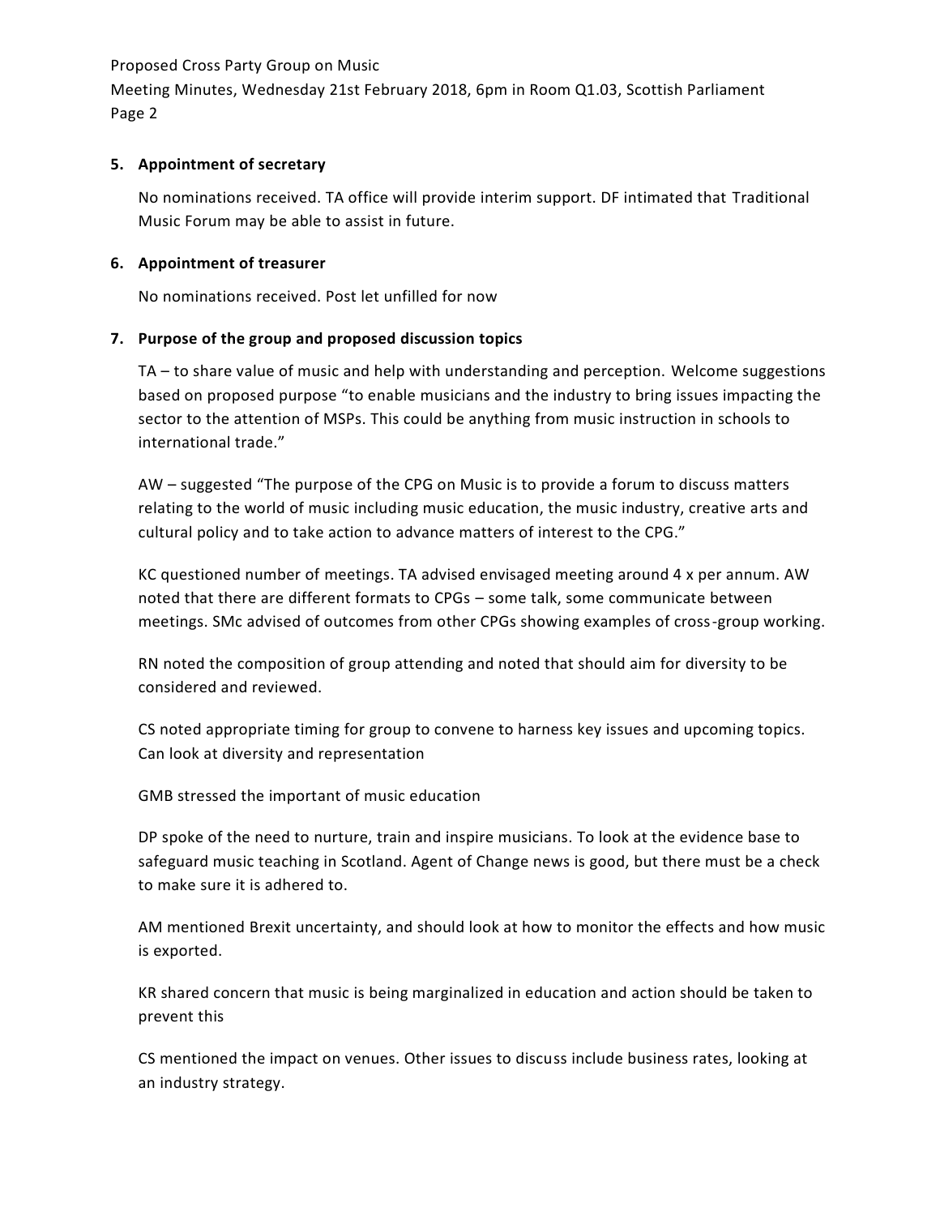## 5. Appointment of secretary

No nominations received. TA office will provide interim support. DF intimated that Traditional Music Forum may be able to assist in future.

## 6. Appointment of treasurer

No nominations received. Post let unfilled for now

## 7. Purpose of the group and proposed discussion topics

TA – to share value of music and help with understanding and perception. Welcome suggestions based on proposed purpose "to enable musicians and the industry to bring issues impacting the sector to the attention of MSPs. This could be anything from music instruction in schools to international trade."

AW – suggested "The purpose of the CPG on Music is to provide a forum to discuss matters relating to the world of music including music education, the music industry, creative arts and cultural policy and to take action to advance matters of interest to the CPG."

KC questioned number of meetings. TA advised envisaged meeting around 4 x per annum. AW noted that there are different formats to CPGs – some talk, some communicate between meetings. SMc advised of outcomes from other CPGs showing examples of cross-group working.

RN noted the composition of group attending and noted that should aim for diversity to be considered and reviewed.

CS noted appropriate timing for group to convene to harness key issues and upcoming topics. Can look at diversity and representation

GMB stressed the important of music education

DP spoke of the need to nurture, train and inspire musicians. To look at the evidence base to safeguard music teaching in Scotland. Agent of Change news is good, but there must be a check to make sure it is adhered to.

AM mentioned Brexit uncertainty, and should look at how to monitor the effects and how music is exported.

KR shared concern that music is being marginalized in education and action should be taken to prevent this

CS mentioned the impact on venues. Other issues to discuss include business rates, looking at an industry strategy.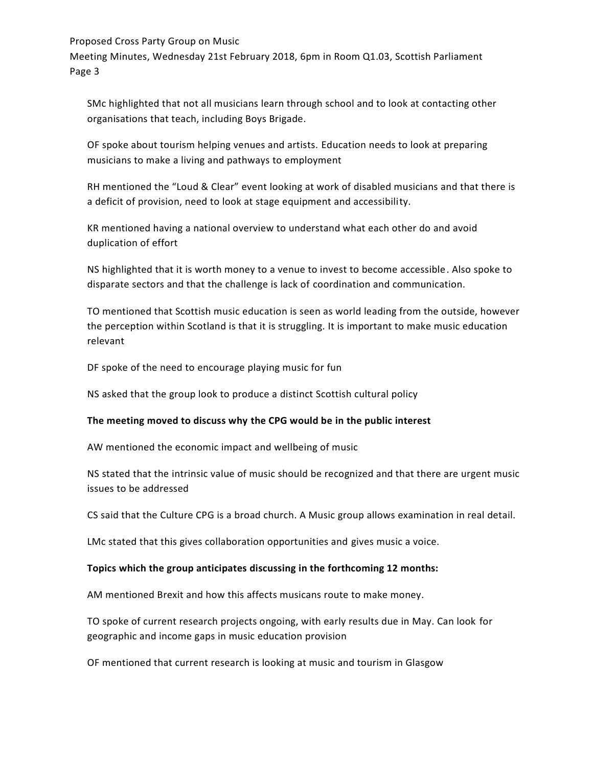SMc highlighted that not all musicians learn through school and to look at contacting other organisations that teach, including Boys Brigade.

OF spoke about tourism helping venues and artists. Education needs to look at preparing musicians to make a living and pathways to employment

RH mentioned the "Loud & Clear" event looking at work of disabled musicians and that there is a deficit of provision, need to look at stage equipment and accessibility.

KR mentioned having a national overview to understand what each other do and avoid duplication of effort

NS highlighted that it is worth money to a venue to invest to become accessible. Also spoke to disparate sectors and that the challenge is lack of coordination and communication.

TO mentioned that Scottish music education is seen as world leading from the outside, however the perception within Scotland is that it is struggling. It is important to make music education relevant

DF spoke of the need to encourage playing music for fun

NS asked that the group look to produce a distinct Scottish cultural policy

**The meeting moved to discuss why the CPG would be in the public interest**

AW mentioned the economic impact and wellbeing of music

NS stated that the intrinsic value of music should be recognized and that there are urgent music issues to be addressed

CS said that the Culture CPG is a broad church. A Music group allows examination in real detail.

LMc stated that this gives collaboration opportunities and gives music a voice.

**Topics which the group anticipates discussing in the forthcoming 12 months:**

AM mentioned Brexit and how this affects musicans route to make money.

TO spoke of current research projects ongoing, with early results due in May. Can look for geographic and income gaps in music education provision

OF mentioned that current research is looking at music and tourism in Glasgow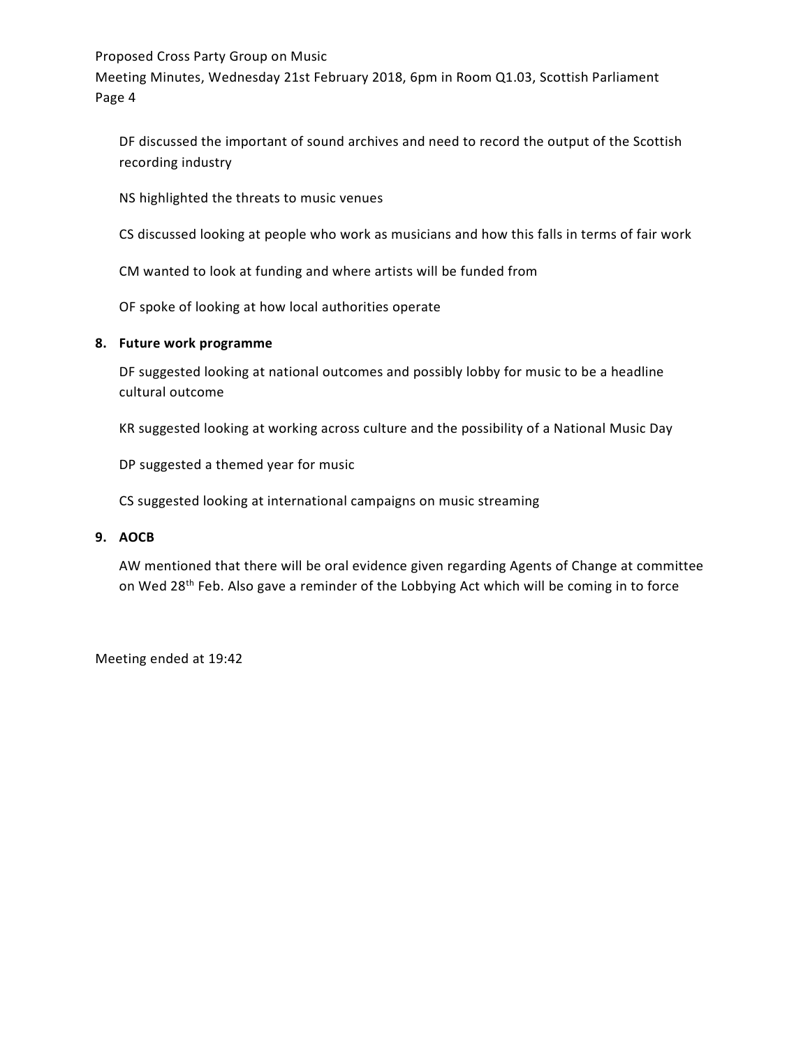DF discussed the important of sound archives and need to record the output of the Scottish recording industry

NS highlighted the threats to music venues

CS discussed looking at people who work as musicians and how this falls in terms of fair work

CM wanted to look at funding and where artists will be funded from

OF spoke of looking at how local authorities operate

**8. Future work programme**

DF suggested looking at national outcomes and possibly lobby for music to be a headline cultural outcome

KR suggested looking at working across culture and the possibility of a National Music Day

DP suggested a themed year for music

CS suggested looking at international campaigns on music streaming

**9. AOCB**

AW mentioned that there will be oral evidence given regarding Agents of Change at committee on Wed 28th Feb. Also gave a reminder of the Lobbying Act which will be coming in to force

Meeting ended at 19:42